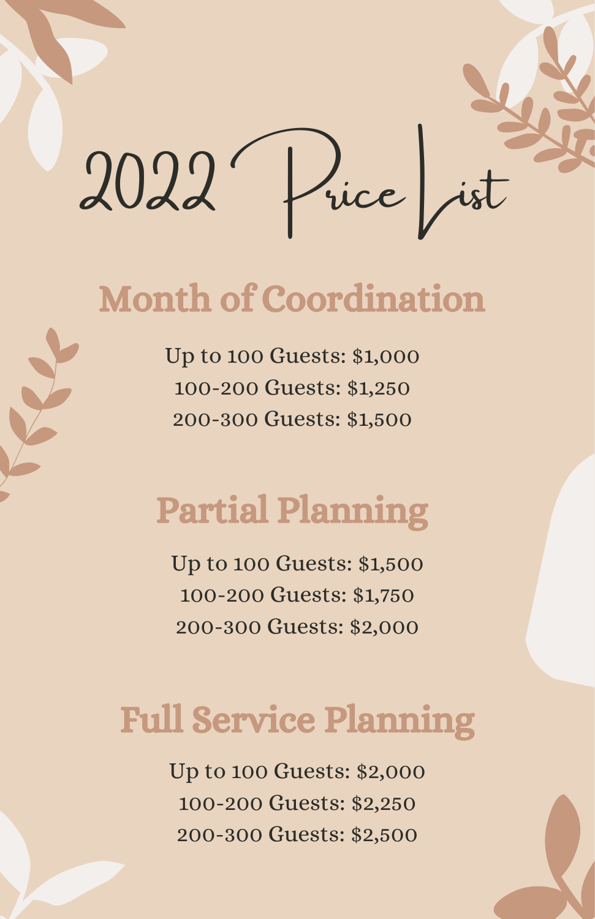# 2022 Price List

## Month of Coordination

Up to 100 Guests: $1,000
100-200 Guests: $1,250
200-300 Guests: $1,500

## Partial Planning

Up to 100 Guests: $1,500
100-200 Guests: $1,750
200-300 Guests: $2,000

## Full Service Planning

Up to 100 Guests: $2,000
100-200 Guests: $2,250
200-300 Guests: $2,500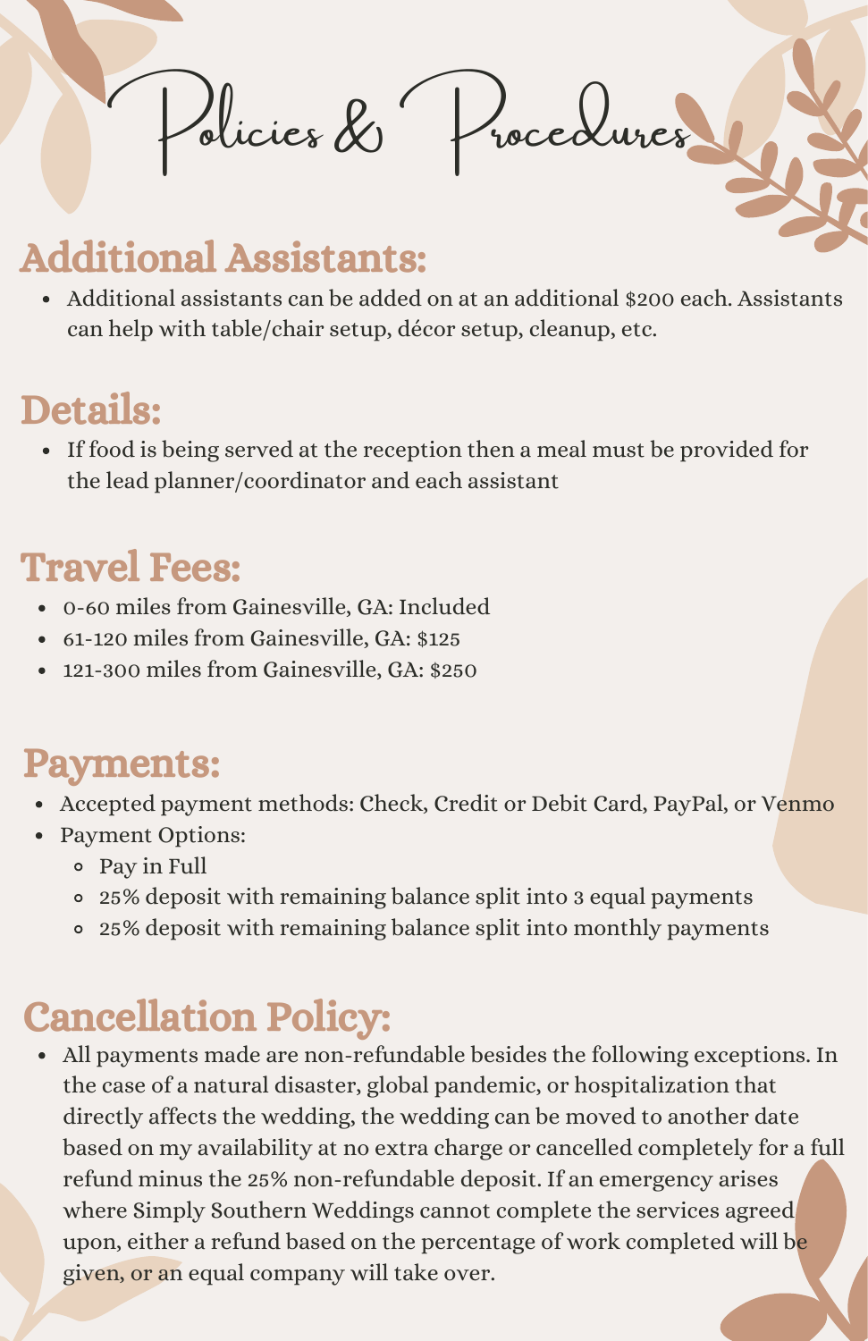# Policies & Procedures

## Additional Assistants:

- Additional assistants can be added on at an additional $200 each. Assistants can help with table/chair setup, décor setup, cleanup, etc.

## Details:

- If food is being served at the reception then a meal must be provided for the lead planner/coordinator and each assistant

## Travel Fees:

- 0-60 miles from Gainesville, GA: Included
- 61-120 miles from Gainesville, GA: $125
- 121-300 miles from Gainesville, GA: $250

## Payments:

- Accepted payment methods: Check, Credit or Debit Card, PayPal, or Venmo
- Payment Options:
  - Pay in Full
  - 25% deposit with remaining balance split into 3 equal payments
  - 25% deposit with remaining balance split into monthly payments

## Cancellation Policy:

- All payments made are non-refundable besides the following exceptions. In the case of a natural disaster, global pandemic, or hospitalization that directly affects the wedding, the wedding can be moved to another date based on my availability at no extra charge or cancelled completely for a full refund minus the 25% non-refundable deposit. If an emergency arises where Simply Southern Weddings cannot complete the services agreed upon, either a refund based on the percentage of work completed will be given, or an equal company will take over.